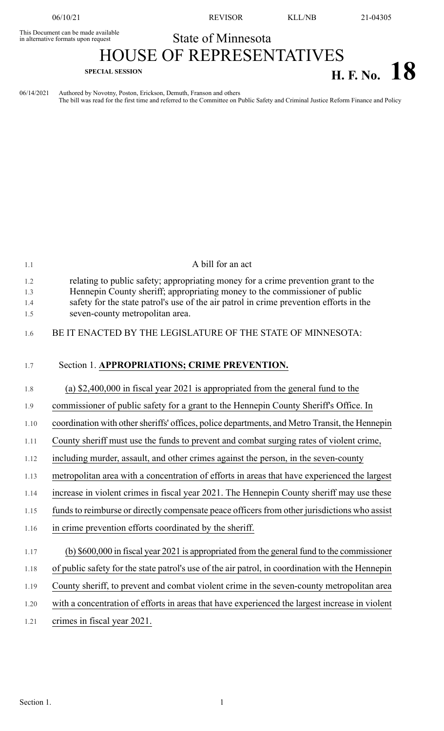This Document can be made available in alternative formats upon request

# State of Minnesota

# HOUSE OF REPRESENTATIVES

**SPECIAL SESSION**

## H. F. No. 18

06/14/2021 Authored by Novotny, Poston, Erickson, Demuth, Franson and others
The bill was read for the first time and referred to the Committee on Public Safety and Criminal Justice Reform Finance and Policy

A bill for an act

relating to public safety; appropriating money for a crime prevention grant to the Hennepin County sheriff; appropriating money to the commissioner of public safety for the state patrol's use of the air patrol in crime prevention efforts in the seven-county metropolitan area.

BE IT ENACTED BY THE LEGISLATURE OF THE STATE OF MINNESOTA:

Section 1. **APPROPRIATIONS; CRIME PREVENTION.**

(a) $2,400,000 in fiscal year 2021 is appropriated from the general fund to the commissioner of public safety for a grant to the Hennepin County Sheriff's Office. In coordination with other sheriffs' offices, police departments, and Metro Transit, the Hennepin County sheriff must use the funds to prevent and combat surging rates of violent crime, including murder, assault, and other crimes against the person, in the seven-county metropolitan area with a concentration of efforts in areas that have experienced the largest increase in violent crimes in fiscal year 2021. The Hennepin County sheriff may use these funds to reimburse or directly compensate peace officers from other jurisdictions who assist in crime prevention efforts coordinated by the sheriff.

(b) $600,000 in fiscal year 2021 is appropriated from the general fund to the commissioner of public safety for the state patrol's use of the air patrol, in coordination with the Hennepin County sheriff, to prevent and combat violent crime in the seven-county metropolitan area with a concentration of efforts in areas that have experienced the largest increase in violent crimes in fiscal year 2021.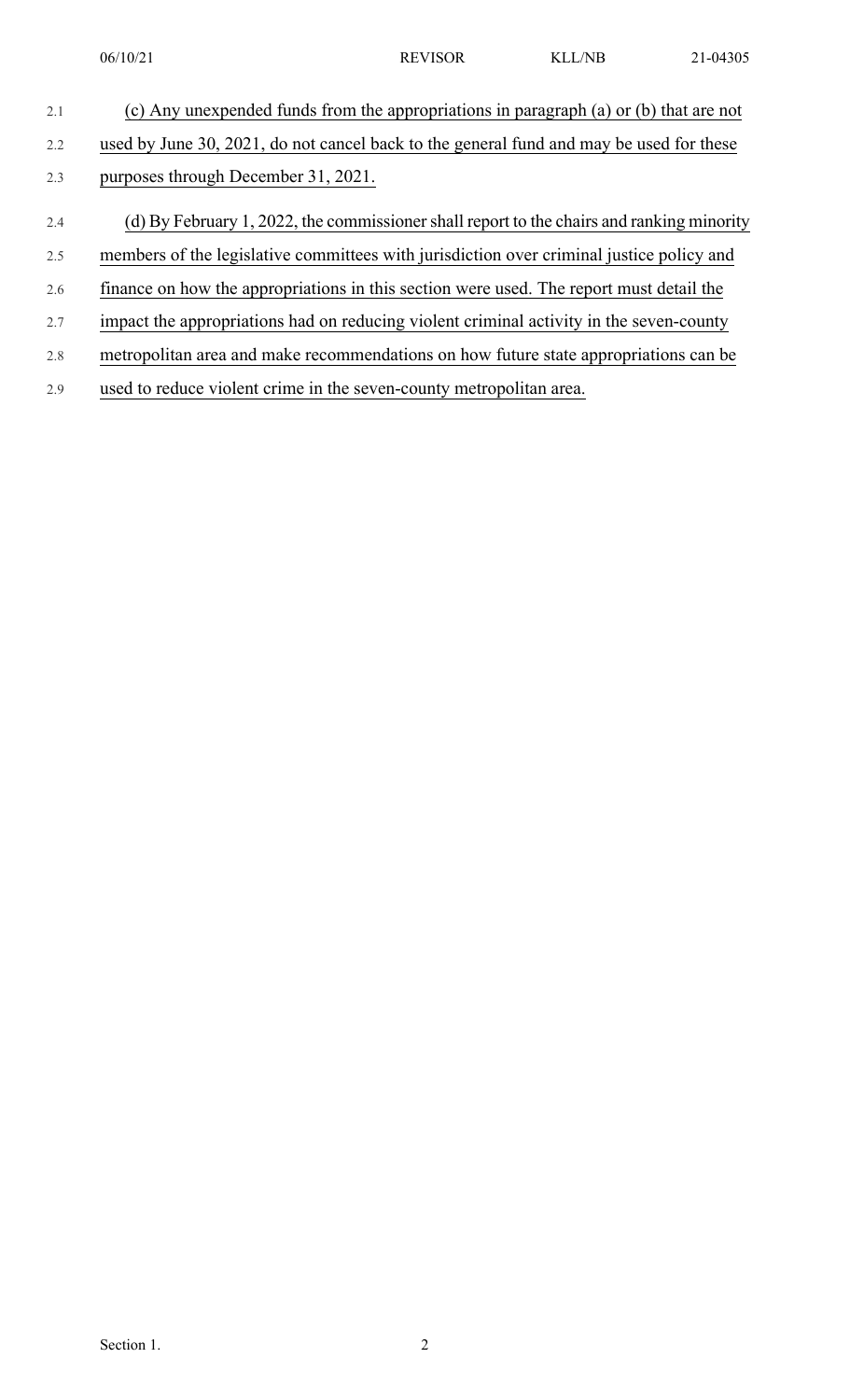(c) Any unexpended funds from the appropriations in paragraph (a) or (b) that are not used by June 30, 2021, do not cancel back to the general fund and may be used for these purposes through December 31, 2021.

(d) By February 1, 2022, the commissioner shall report to the chairs and ranking minority members of the legislative committees with jurisdiction over criminal justice policy and finance on how the appropriations in this section were used. The report must detail the impact the appropriations had on reducing violent criminal activity in the seven-county metropolitan area and make recommendations on how future state appropriations can be used to reduce violent crime in the seven-county metropolitan area.